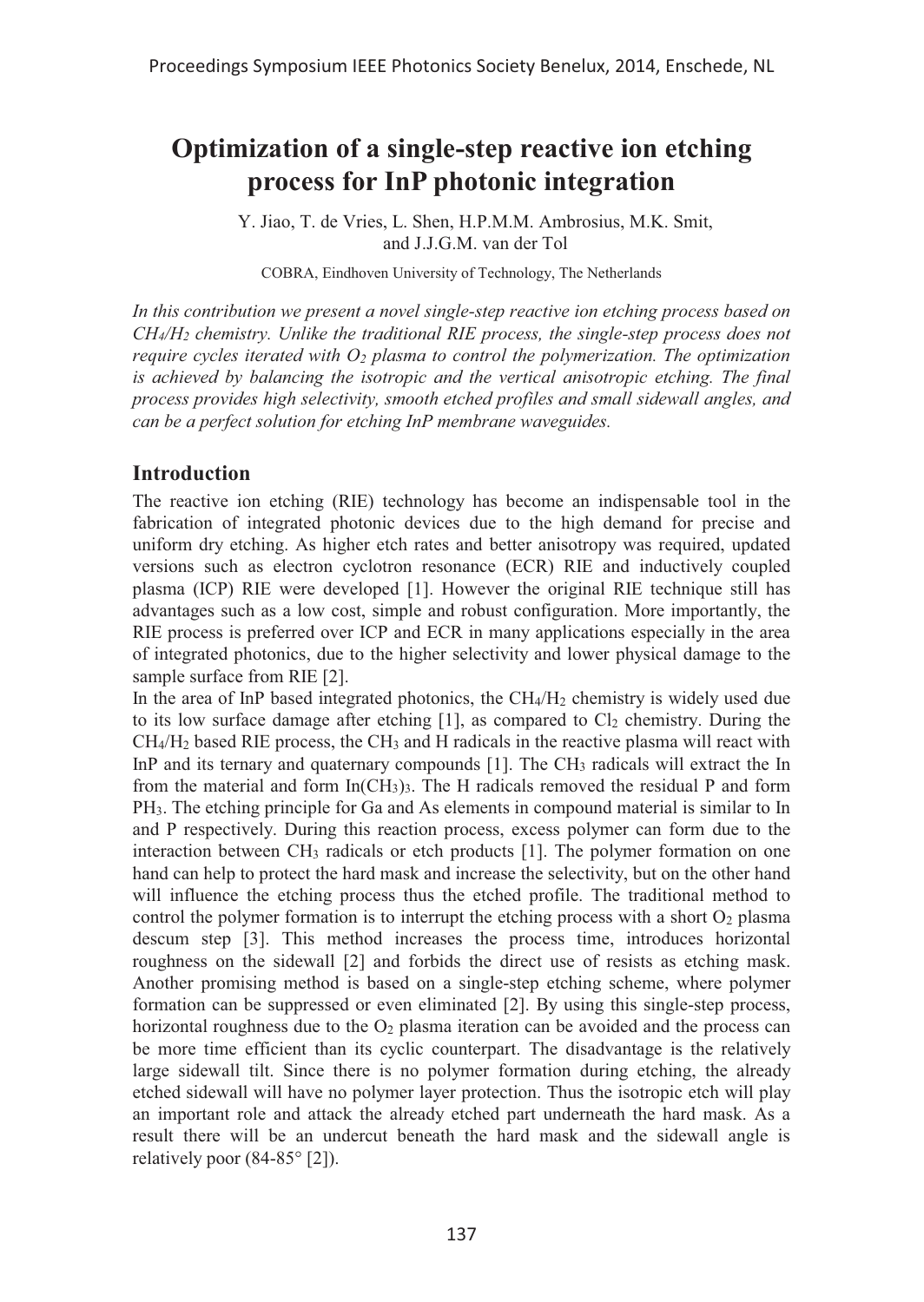# Optimization of a single-step reactive ion etching process for InP photonic integration

Y. Jiao, T. de Vries, L. Shen, H.P.M.M. Ambrosius, M.K. Smit, and J.J.G.M. van der Tol

COBRA, Eindhoven University of Technology, The Netherlands

*In this contribution we present a novel single-step reactive ion etching process based on $CH_4/H_2$ chemistry. Unlike the traditional RIE process, the single-step process does not require cycles iterated with $O_2$ plasma to control the polymerization. The optimization is achieved by balancing the isotropic and the vertical anisotropic etching. The final process provides high selectivity, smooth etched profiles and small sidewall angles, and can be a perfect solution for etching InP membrane waveguides.*

## Introduction

The reactive ion etching (RIE) technology has become an indispensable tool in the fabrication of integrated photonic devices due to the high demand for precise and uniform dry etching. As higher etch rates and better anisotropy was required, updated versions such as electron cyclotron resonance (ECR) RIE and inductively coupled plasma (ICP) RIE were developed [1]. However the original RIE technique still has advantages such as a low cost, simple and robust configuration. More importantly, the RIE process is preferred over ICP and ECR in many applications especially in the area of integrated photonics, due to the higher selectivity and lower physical damage to the sample surface from RIE [2].

In the area of InP based integrated photonics, the $CH_4/H_2$ chemistry is widely used due to its low surface damage after etching [1], as compared to $Cl_2$ chemistry. During the $CH_4/H_2$ based RIE process, the $CH_3$ and H radicals in the reactive plasma will react with InP and its ternary and quaternary compounds [1]. The $CH_3$ radicals will extract the In from the material and form $In(CH_3)_3$. The H radicals removed the residual P and form $PH_3$. The etching principle for Ga and As elements in compound material is similar to In and P respectively. During this reaction process, excess polymer can form due to the interaction between $CH_3$ radicals or etch products [1]. The polymer formation on one hand can help to protect the hard mask and increase the selectivity, but on the other hand will influence the etching process thus the etched profile. The traditional method to control the polymer formation is to interrupt the etching process with a short $O_2$ plasma descum step [3]. This method increases the process time, introduces horizontal roughness on the sidewall [2] and forbids the direct use of resists as etching mask. Another promising method is based on a single-step etching scheme, where polymer formation can be suppressed or even eliminated [2]. By using this single-step process, horizontal roughness due to the $O_2$ plasma iteration can be avoided and the process can be more time efficient than its cyclic counterpart. The disadvantage is the relatively large sidewall tilt. Since there is no polymer formation during etching, the already etched sidewall will have no polymer layer protection. Thus the isotropic etch will play an important role and attack the already etched part underneath the hard mask. As a result there will be an undercut beneath the hard mask and the sidewall angle is relatively poor (84-85° [2]).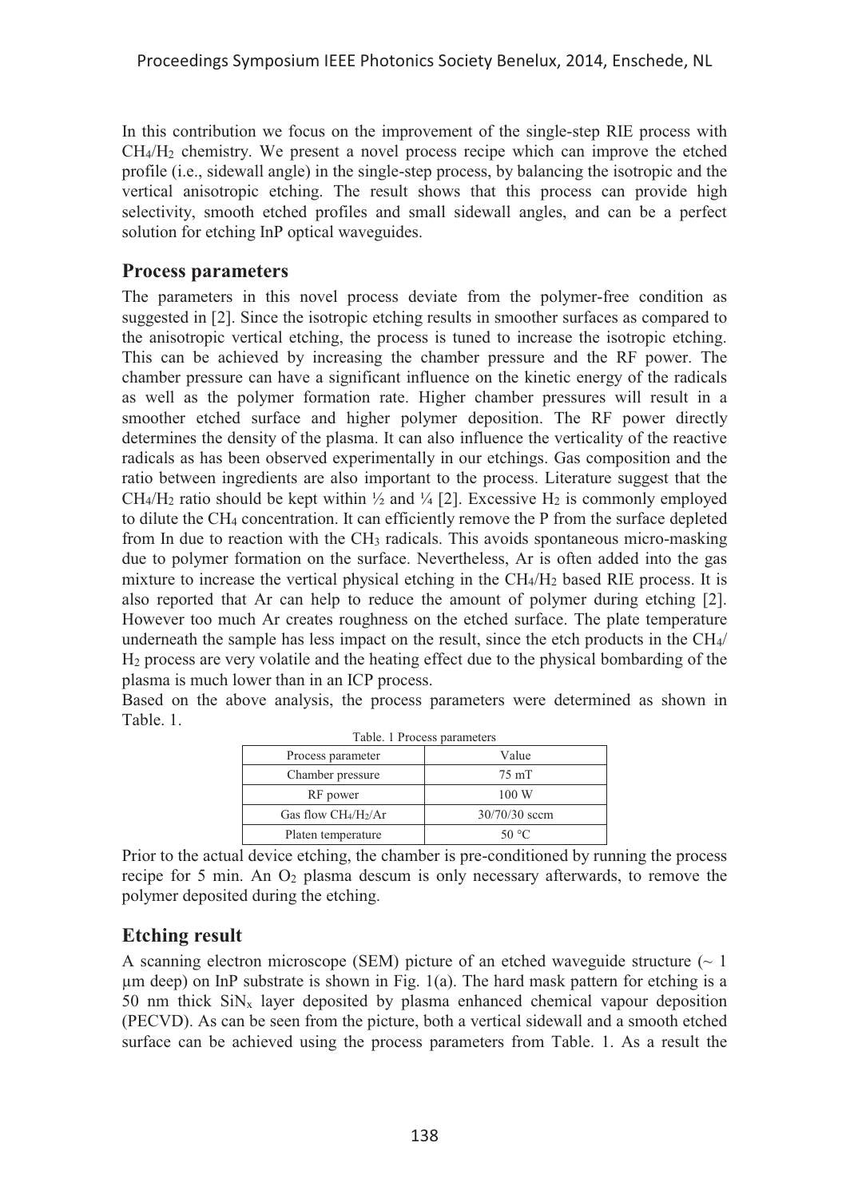In this contribution we focus on the improvement of the single-step RIE process with $CH_4/H_2$ chemistry. We present a novel process recipe which can improve the etched profile (i.e., sidewall angle) in the single-step process, by balancing the isotropic and the vertical anisotropic etching. The result shows that this process can provide high selectivity, smooth etched profiles and small sidewall angles, and can be a perfect solution for etching InP optical waveguides.

## Process parameters

The parameters in this novel process deviate from the polymer-free condition as suggested in [2]. Since the isotropic etching results in smoother surfaces as compared to the anisotropic vertical etching, the process is tuned to increase the isotropic etching. This can be achieved by increasing the chamber pressure and the RF power. The chamber pressure can have a significant influence on the kinetic energy of the radicals as well as the polymer formation rate. Higher chamber pressures will result in a smoother etched surface and higher polymer deposition. The RF power directly determines the density of the plasma. It can also influence the verticality of the reactive radicals as has been observed experimentally in our etchings. Gas composition and the ratio between ingredients are also important to the process. Literature suggest that the $CH_4/H_2$ ratio should be kept within ½ and ¼ [2]. Excessive $H_2$ is commonly employed to dilute the $CH_4$ concentration. It can efficiently remove the P from the surface depleted from In due to reaction with the $CH_3$ radicals. This avoids spontaneous micro-masking due to polymer formation on the surface. Nevertheless, Ar is often added into the gas mixture to increase the vertical physical etching in the $CH_4/H_2$ based RIE process. It is also reported that Ar can help to reduce the amount of polymer during etching [2]. However too much Ar creates roughness on the etched surface. The plate temperature underneath the sample has less impact on the result, since the etch products in the $CH_4/H_2$ process are very volatile and the heating effect due to the physical bombarding of the plasma is much lower than in an ICP process.

Based on the above analysis, the process parameters were determined as shown in Table. 1.

Table. 1 Process parameters

| Process parameter | Value |
|---|---|
| Chamber pressure | 75 mT |
| RF power | 100 W |
| Gas flow $CH_4/H_2/Ar$ | 30/70/30 sccm |
| Platen temperature | 50 °C |

Prior to the actual device etching, the chamber is pre-conditioned by running the process recipe for 5 min. An $O_2$ plasma descum is only necessary afterwards, to remove the polymer deposited during the etching.

## Etching result

A scanning electron microscope (SEM) picture of an etched waveguide structure (~ 1 µm deep) on InP substrate is shown in Fig. 1(a). The hard mask pattern for etching is a 50 nm thick $SiN_x$ layer deposited by plasma enhanced chemical vapour deposition (PECVD). As can be seen from the picture, both a vertical sidewall and a smooth etched surface can be achieved using the process parameters from Table. 1. As a result the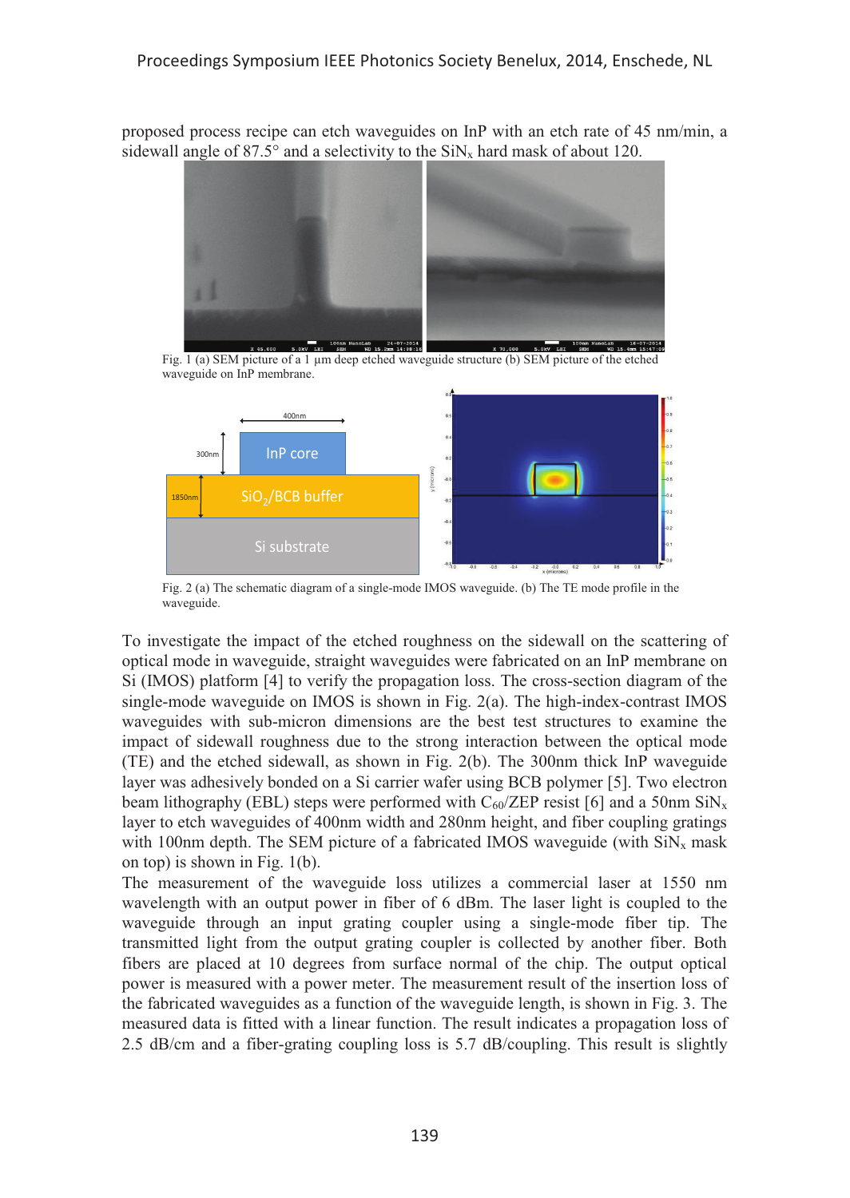proposed process recipe can etch waveguides on InP with an etch rate of 45 nm/min, a sidewall angle of 87.5° and a selectivity to the $SiN_x$ hard mask of about 120.

Fig. 1 (a) SEM picture of a 1 µm deep etched waveguide structure (b) SEM picture of the etched waveguide on InP membrane.

Fig. 2 (a) The schematic diagram of a single-mode IMOS waveguide. (b) The TE mode profile in the waveguide.

To investigate the impact of the etched roughness on the sidewall on the scattering of optical mode in waveguide, straight waveguides were fabricated on an InP membrane on Si (IMOS) platform [4] to verify the propagation loss. The cross-section diagram of the single-mode waveguide on IMOS is shown in Fig. 2(a). The high-index-contrast IMOS waveguides with sub-micron dimensions are the best test structures to examine the impact of sidewall roughness due to the strong interaction between the optical mode (TE) and the etched sidewall, as shown in Fig. 2(b). The 300nm thick InP waveguide layer was adhesively bonded on a Si carrier wafer using BCB polymer [5]. Two electron beam lithography (EBL) steps were performed with $C_{60}$/ZEP resist [6] and a 50nm $SiN_x$ layer to etch waveguides of 400nm width and 280nm height, and fiber coupling gratings with 100nm depth. The SEM picture of a fabricated IMOS waveguide (with $SiN_x$ mask on top) is shown in Fig. 1(b).

The measurement of the waveguide loss utilizes a commercial laser at 1550 nm wavelength with an output power in fiber of 6 dBm. The laser light is coupled to the waveguide through an input grating coupler using a single-mode fiber tip. The transmitted light from the output grating coupler is collected by another fiber. Both fibers are placed at 10 degrees from surface normal of the chip. The output optical power is measured with a power meter. The measurement result of the insertion loss of the fabricated waveguides as a function of the waveguide length, is shown in Fig. 3. The measured data is fitted with a linear function. The result indicates a propagation loss of 2.5 dB/cm and a fiber-grating coupling loss is 5.7 dB/coupling. This result is slightly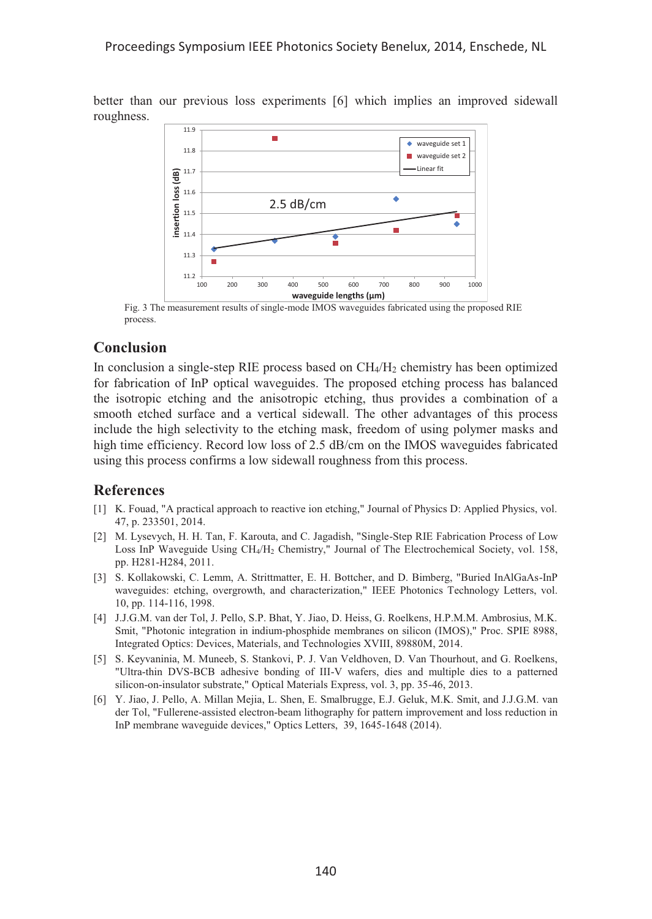better than our previous loss experiments [6] which implies an improved sidewall roughness.

11.9
11.8
11.7
11.6
11.5
11.4
11.3
11.2
insertion loss (dB)
100 200 300 400 500 600 700 800 900 1000
waveguide lengths (μm)
waveguide set 1
waveguide set 2
Linear fit
2.5 dB/cm

Fig. 3 The measurement results of single-mode IMOS waveguides fabricated using the proposed RIE process.

## Conclusion

In conclusion a single-step RIE process based on $CH_4/H_2$ chemistry has been optimized for fabrication of InP optical waveguides. The proposed etching process has balanced the isotropic etching and the anisotropic etching, thus provides a combination of a smooth etched surface and a vertical sidewall. The other advantages of this process include the high selectivity to the etching mask, freedom of using polymer masks and high time efficiency. Record low loss of 2.5 dB/cm on the IMOS waveguides fabricated using this process confirms a low sidewall roughness from this process.

## References

[1] K. Fouad, "A practical approach to reactive ion etching," Journal of Physics D: Applied Physics, vol. 47, p. 233501, 2014.

[2] M. Lysevych, H. H. Tan, F. Karouta, and C. Jagadish, "Single-Step RIE Fabrication Process of Low Loss InP Waveguide Using $CH_4/H_2$ Chemistry," Journal of The Electrochemical Society, vol. 158, pp. H281-H284, 2011.

[3] S. Kollakowski, C. Lemm, A. Strittmatter, E. H. Bottcher, and D. Bimberg, "Buried InAlGaAs-InP waveguides: etching, overgrowth, and characterization," IEEE Photonics Technology Letters, vol. 10, pp. 114-116, 1998.

[4] J.J.G.M. van der Tol, J. Pello, S.P. Bhat, Y. Jiao, D. Heiss, G. Roelkens, H.P.M.M. Ambrosius, M.K. Smit, "Photonic integration in indium-phosphide membranes on silicon (IMOS)," Proc. SPIE 8988, Integrated Optics: Devices, Materials, and Technologies XVIII, 89880M, 2014.

[5] S. Keyvaninia, M. Muneeb, S. Stankovi, P. J. Van Veldhoven, D. Van Thourhout, and G. Roelkens, "Ultra-thin DVS-BCB adhesive bonding of III-V wafers, dies and multiple dies to a patterned silicon-on-insulator substrate," Optical Materials Express, vol. 3, pp. 35-46, 2013.

[6] Y. Jiao, J. Pello, A. Millan Mejia, L. Shen, E. Smalbrugge, E.J. Geluk, M.K. Smit, and J.J.G.M. van der Tol, "Fullerene-assisted electron-beam lithography for pattern improvement and loss reduction in InP membrane waveguide devices," Optics Letters, 39, 1645-1648 (2014).